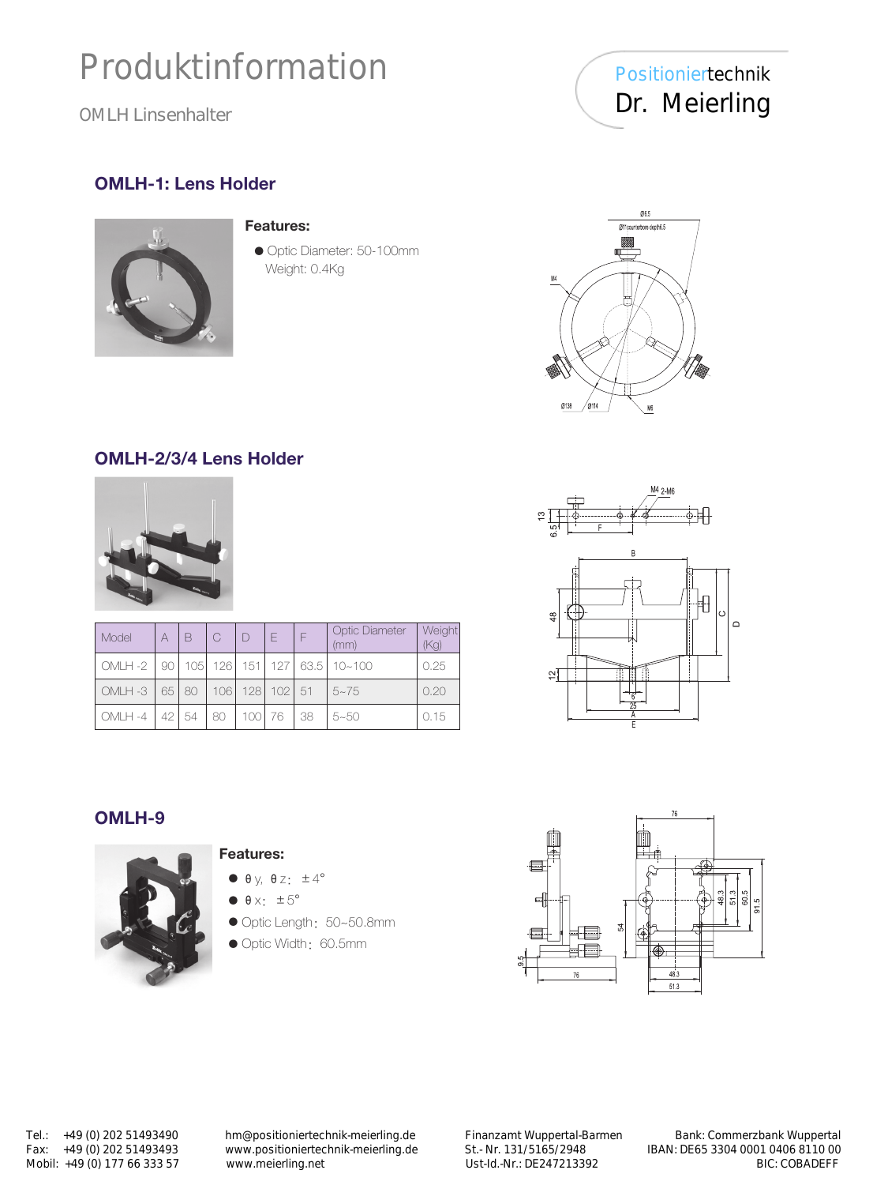# Produktinformation

OMLH Linsenhalter

Positioniertechnik
Dr. Meierling

## OMLH-1: Lens Holder

**Features:**

- Optic Diameter: 50-100mm
  Weight: 0.4Kg

## OMLH-2/3/4 Lens Holder

| Model | A | B | C | D | E | F | Optic Diameter (mm) | Weight (Kg) |
|---|---|---|---|---|---|---|---|---|
| OMLH -2 | 90 | 105 | 126 | 151 | 127 | 63.5 | 10~100 | 0.25 |
| OMLH -3 | 65 | 80 | 106 | 128 | 102 | 51 | 5~75 | 0.20 |
| OMLH -4 | 42 | 54 | 80 | 100 | 76 | 38 | 5~50 | 0.15 |

## OMLH-9

**Features:**

- θy, θz: ±4°
- θx: ±5°
- Optic Length: 50~50.8mm
- Optic Width: 60.5mm

Tel.: +49 (0) 202 51493490
Fax: +49 (0) 202 51493493
Mobil: +49 (0) 177 66 333 57

hm@positioniertechnik-meierling.de
www.positioniertechnik-meierling.de
www.meierling.net

Finanzamt Wuppertal-Barmen
St.- Nr. 131/5165/2948
Ust-Id.-Nr.: DE247213392

Bank: Commerzbank Wuppertal
IBAN: DE65 3304 0001 0406 8110 00
BIC: COBADEFF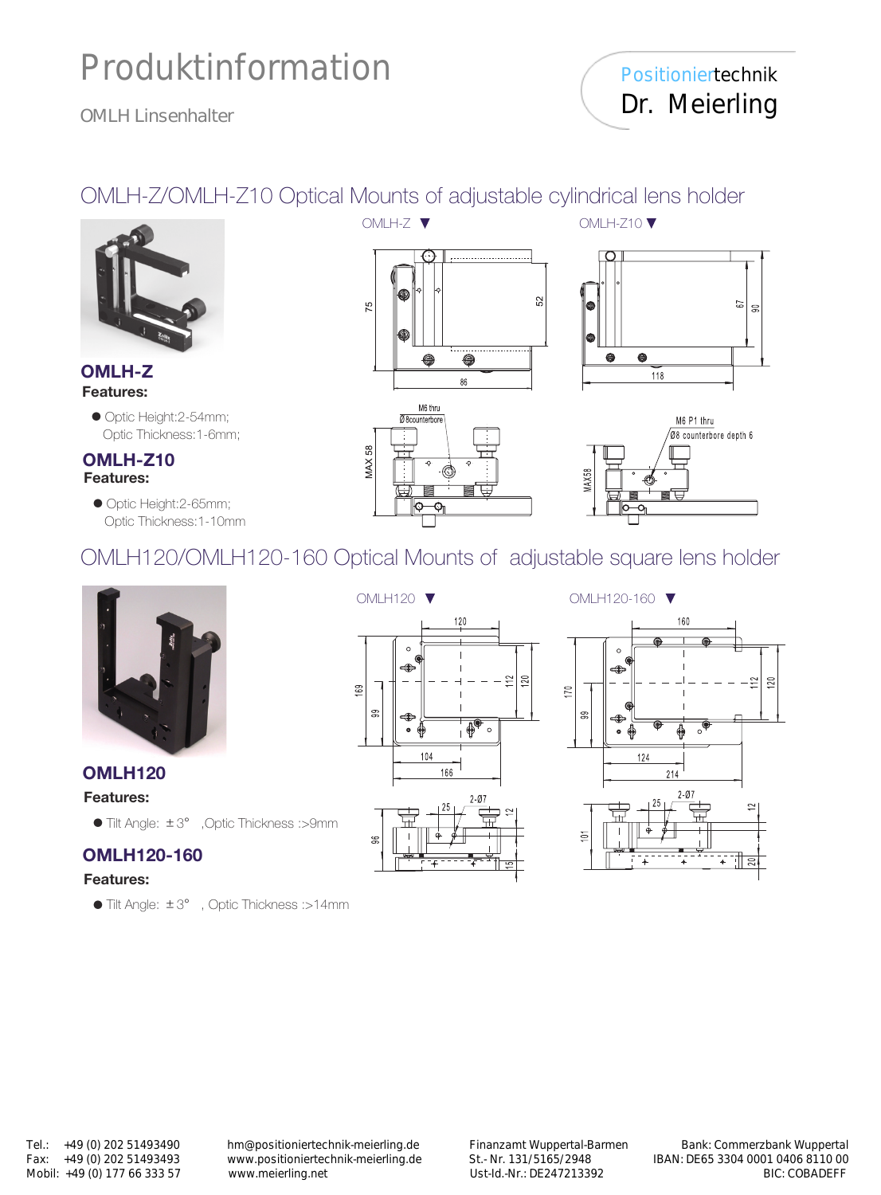# Produktinformation

OMLH Linsenhalter

Positioniertechnik
Dr. Meierling

## OMLH-Z/OMLH-Z10 Optical Mounts of adjustable cylindrical lens holder

OMLH-Z ▼

OMLH-Z10 ▼

75
52
86

67
90
118

M6 thru
Ø 8counterbore
MAX 58

M6 P1 thru
Ø8 counterbore depth 6
MAX58

### OMLH-Z

**Features:**

- Optic Height:2-54mm;
  Optic Thickness:1-6mm;

### OMLH-Z10

**Features:**

- Optic Height:2-65mm;
  Optic Thickness:1-10mm

## OMLH120/OMLH120-160 Optical Mounts of adjustable square lens holder

OMLH120 ▼

OMLH120-160 ▼

120
169
99
112
120
104
166
25
2-Ø7
12
96
15

160
170
99
112
120
124
214
25
2-Ø7
12
101
20

### OMLH120

**Features:**

- Tilt Angle: ±3° ,Optic Thickness :>9mm

### OMLH120-160

**Features:**

- Tilt Angle: ±3° , Optic Thickness :>14mm

Tel.: +49 (0) 202 51493490
Fax: +49 (0) 202 51493493
Mobil: +49 (0) 177 66 333 57

hm@positioniertechnik-meierling.de
www.positioniertechnik-meierling.de
www.meierling.net

Finanzamt Wuppertal-Barmen
St.- Nr. 131/5165/2948
Ust-Id.-Nr.: DE247213392

Bank: Commerzbank Wuppertal
IBAN: DE65 3304 0001 0406 8110 00
BIC: COBADEFF